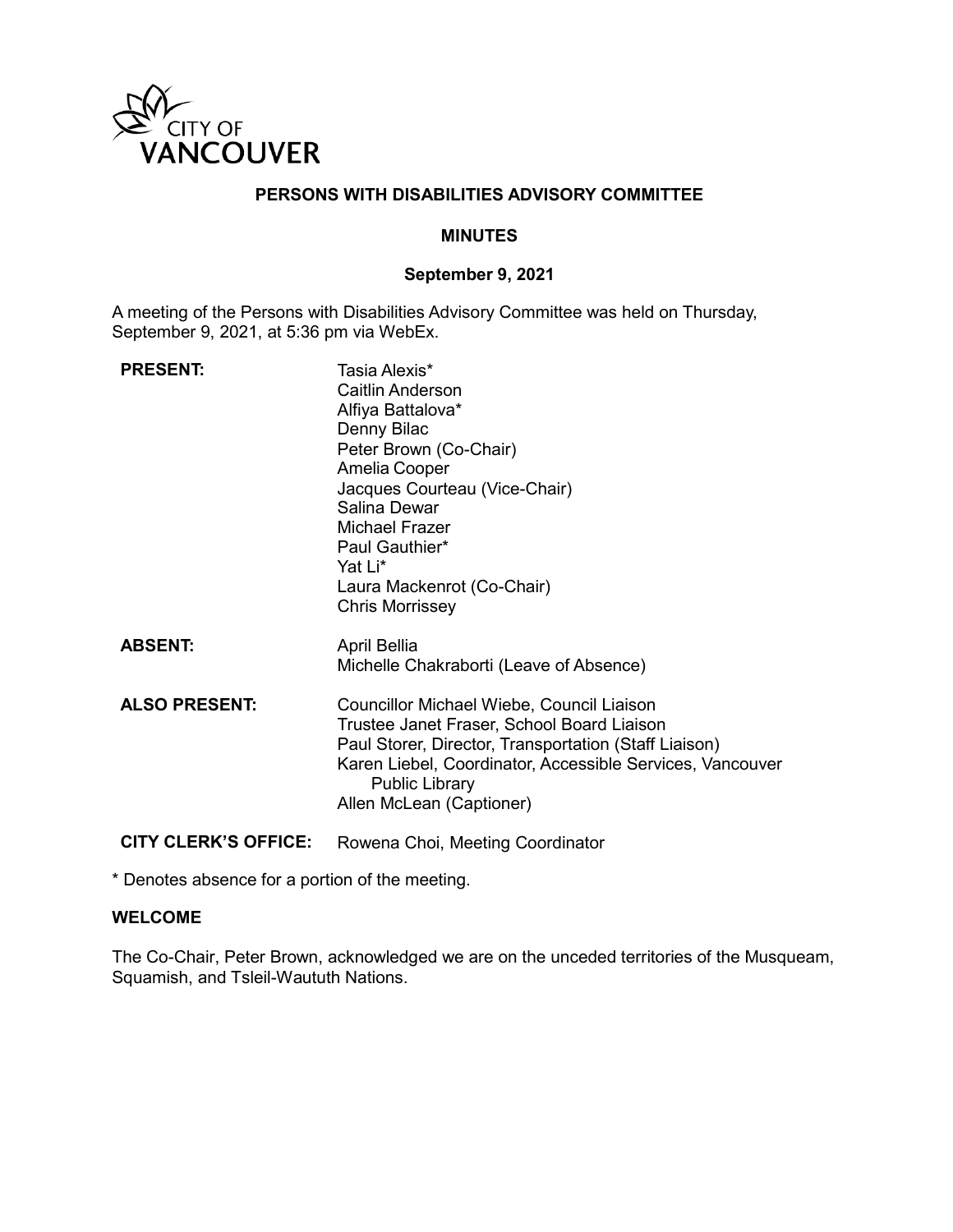CITY OF VANCOUVER

# PERSONS WITH DISABILITIES ADVISORY COMMITTEE

## MINUTES

### September 9, 2021

A meeting of the Persons with Disabilities Advisory Committee was held on Thursday, September 9, 2021, at 5:36 pm via WebEx.

**PRESENT:**
Tasia Alexis*
Caitlin Anderson
Alfiya Battalova*
Denny Bilac
Peter Brown (Co-Chair)
Amelia Cooper
Jacques Courteau (Vice-Chair)
Salina Dewar
Michael Frazer
Paul Gauthier*
Yat Li*
Laura Mackenrot (Co-Chair)
Chris Morrissey

**ABSENT:**
April Bellia
Michelle Chakraborti (Leave of Absence)

**ALSO PRESENT:**
Councillor Michael Wiebe, Council Liaison
Trustee Janet Fraser, School Board Liaison
Paul Storer, Director, Transportation (Staff Liaison)
Karen Liebel, Coordinator, Accessible Services, Vancouver Public Library
Allen McLean (Captioner)

**CITY CLERK'S OFFICE:** Rowena Choi, Meeting Coordinator

\* Denotes absence for a portion of the meeting.

**WELCOME**

The Co-Chair, Peter Brown, acknowledged we are on the unceded territories of the Musqueam, Squamish, and Tsleil-Waututh Nations.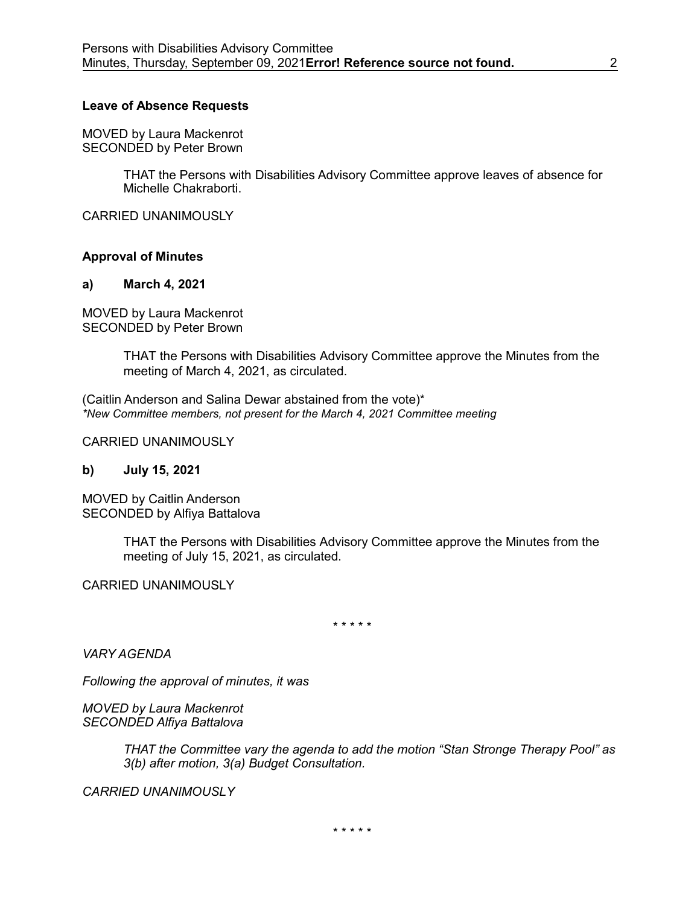### Leave of Absence Requests

MOVED by Laura Mackenrot
SECONDED by Peter Brown

> THAT the Persons with Disabilities Advisory Committee approve leaves of absence for Michelle Chakraborti.

CARRIED UNANIMOUSLY

### Approval of Minutes

**a) March 4, 2021**

MOVED by Laura Mackenrot
SECONDED by Peter Brown

> THAT the Persons with Disabilities Advisory Committee approve the Minutes from the meeting of March 4, 2021, as circulated.

(Caitlin Anderson and Salina Dewar abstained from the vote)*
*\*New Committee members, not present for the March 4, 2021 Committee meeting*

CARRIED UNANIMOUSLY

**b) July 15, 2021**

MOVED by Caitlin Anderson
SECONDED by Alfiya Battalova

> THAT the Persons with Disabilities Advisory Committee approve the Minutes from the meeting of July 15, 2021, as circulated.

CARRIED UNANIMOUSLY

\* \* \* \* \*

*VARY AGENDA*

*Following the approval of minutes, it was*

*MOVED by Laura Mackenrot*
*SECONDED Alfiya Battalova*

> *THAT the Committee vary the agenda to add the motion "Stan Stronge Therapy Pool" as 3(b) after motion, 3(a) Budget Consultation.*

*CARRIED UNANIMOUSLY*

\* \* \* \* \*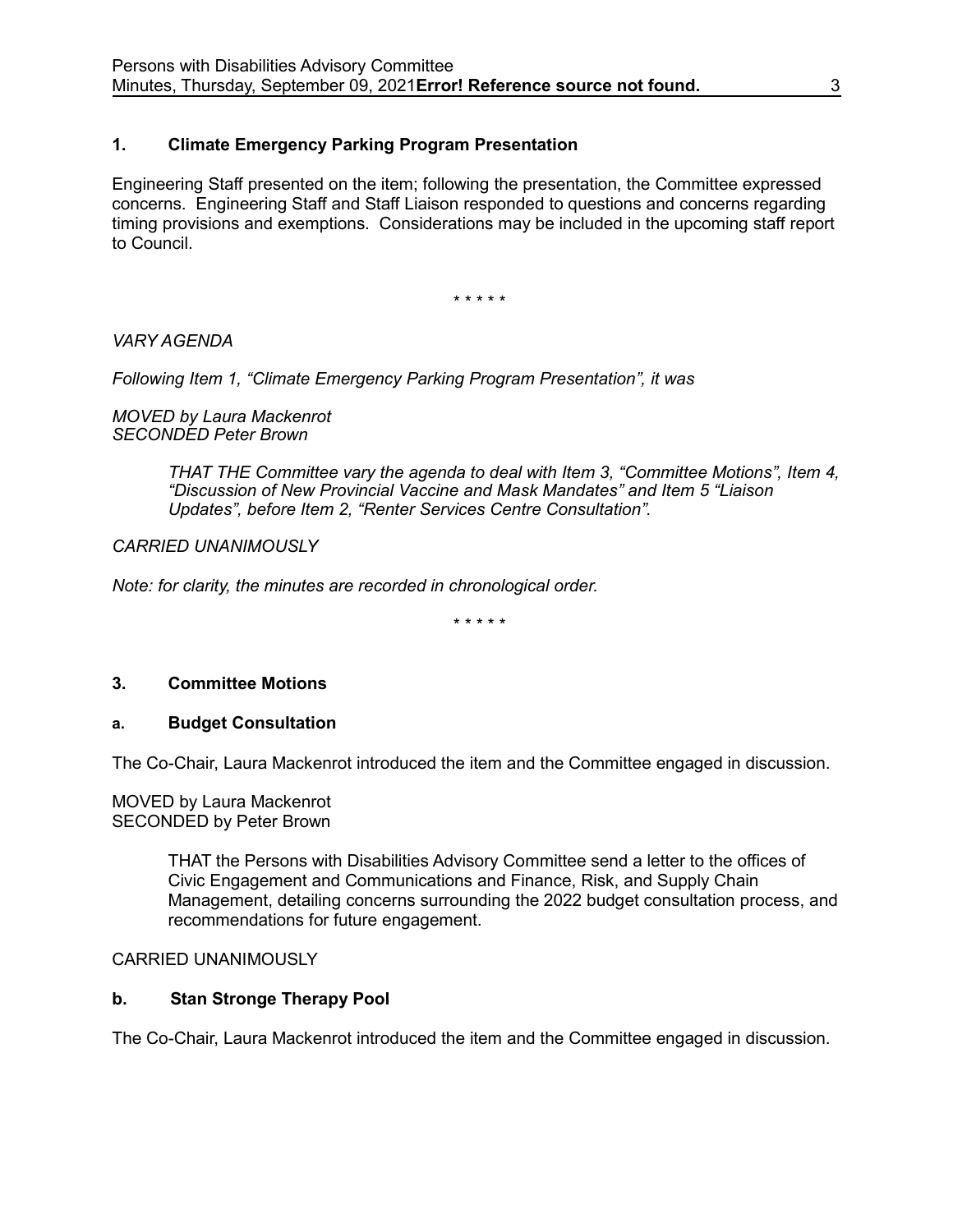## 1. Climate Emergency Parking Program Presentation

Engineering Staff presented on the item; following the presentation, the Committee expressed concerns. Engineering Staff and Staff Liaison responded to questions and concerns regarding timing provisions and exemptions. Considerations may be included in the upcoming staff report to Council.

\* \* \* \* \*

*VARY AGENDA*

*Following Item 1, “Climate Emergency Parking Program Presentation”, it was*

*MOVED by Laura Mackenrot*
*SECONDED Peter Brown*

> *THAT THE Committee vary the agenda to deal with Item 3, “Committee Motions”, Item 4, “Discussion of New Provincial Vaccine and Mask Mandates” and Item 5 “Liaison Updates”, before Item 2, “Renter Services Centre Consultation”.*

*CARRIED UNANIMOUSLY*

*Note: for clarity, the minutes are recorded in chronological order.*

\* \* \* \* \*

## 3. Committee Motions

### a. Budget Consultation

The Co-Chair, Laura Mackenrot introduced the item and the Committee engaged in discussion.

MOVED by Laura Mackenrot
SECONDED by Peter Brown

> THAT the Persons with Disabilities Advisory Committee send a letter to the offices of Civic Engagement and Communications and Finance, Risk, and Supply Chain Management, detailing concerns surrounding the 2022 budget consultation process, and recommendations for future engagement.

CARRIED UNANIMOUSLY

### b. Stan Stronge Therapy Pool

The Co-Chair, Laura Mackenrot introduced the item and the Committee engaged in discussion.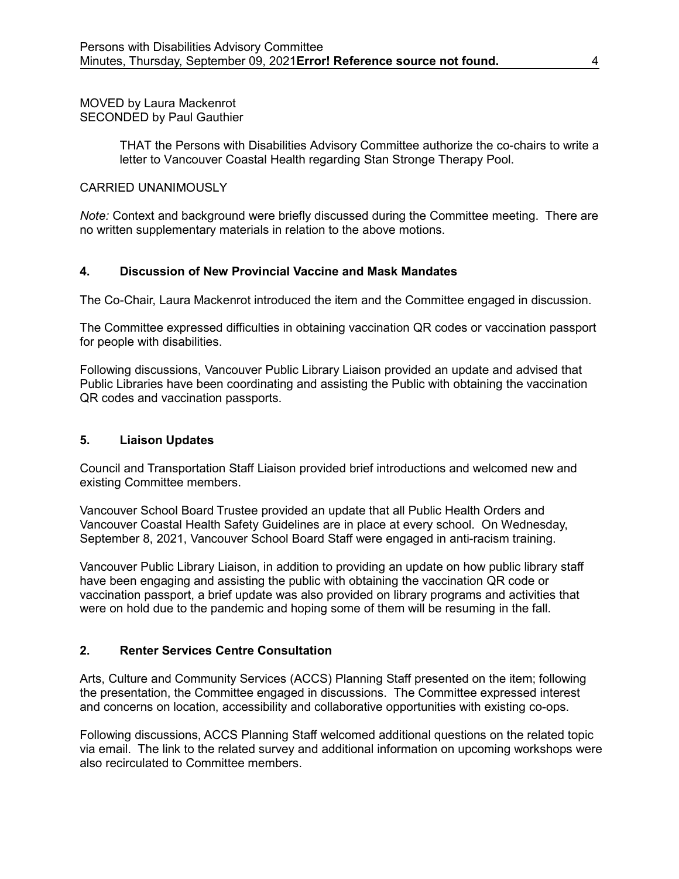MOVED by Laura Mackenrot
SECONDED by Paul Gauthier

> THAT the Persons with Disabilities Advisory Committee authorize the co-chairs to write a letter to Vancouver Coastal Health regarding Stan Stronge Therapy Pool.

CARRIED UNANIMOUSLY

*Note:* Context and background were briefly discussed during the Committee meeting. There are no written supplementary materials in relation to the above motions.

### 4. Discussion of New Provincial Vaccine and Mask Mandates

The Co-Chair, Laura Mackenrot introduced the item and the Committee engaged in discussion.

The Committee expressed difficulties in obtaining vaccination QR codes or vaccination passport for people with disabilities.

Following discussions, Vancouver Public Library Liaison provided an update and advised that Public Libraries have been coordinating and assisting the Public with obtaining the vaccination QR codes and vaccination passports.

### 5. Liaison Updates

Council and Transportation Staff Liaison provided brief introductions and welcomed new and existing Committee members.

Vancouver School Board Trustee provided an update that all Public Health Orders and Vancouver Coastal Health Safety Guidelines are in place at every school. On Wednesday, September 8, 2021, Vancouver School Board Staff were engaged in anti-racism training.

Vancouver Public Library Liaison, in addition to providing an update on how public library staff have been engaging and assisting the public with obtaining the vaccination QR code or vaccination passport, a brief update was also provided on library programs and activities that were on hold due to the pandemic and hoping some of them will be resuming in the fall.

### 2. Renter Services Centre Consultation

Arts, Culture and Community Services (ACCS) Planning Staff presented on the item; following the presentation, the Committee engaged in discussions. The Committee expressed interest and concerns on location, accessibility and collaborative opportunities with existing co-ops.

Following discussions, ACCS Planning Staff welcomed additional questions on the related topic via email. The link to the related survey and additional information on upcoming workshops were also recirculated to Committee members.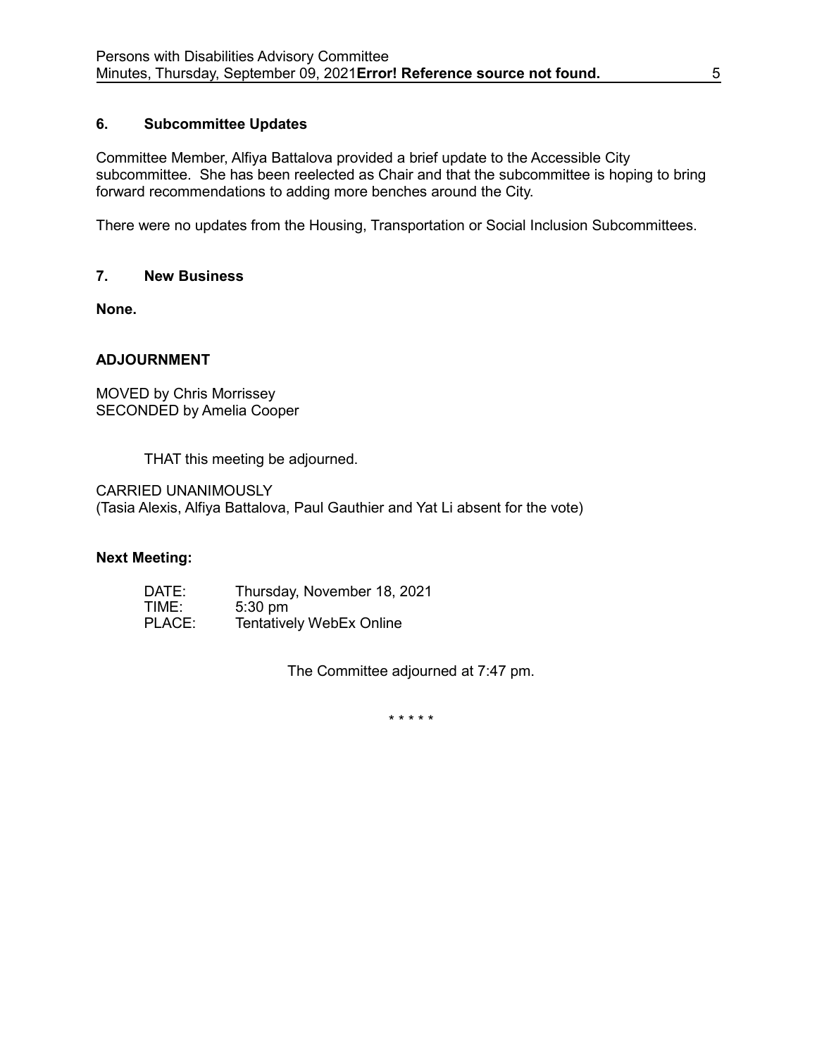## 6. Subcommittee Updates

Committee Member, Alfiya Battalova provided a brief update to the Accessible City subcommittee. She has been reelected as Chair and that the subcommittee is hoping to bring forward recommendations to adding more benches around the City.

There were no updates from the Housing, Transportation or Social Inclusion Subcommittees.

## 7. New Business

**None.**

## ADJOURNMENT

MOVED by Chris Morrissey
SECONDED by Amelia Cooper

THAT this meeting be adjourned.

CARRIED UNANIMOUSLY
(Tasia Alexis, Alfiya Battalova, Paul Gauthier and Yat Li absent for the vote)

**Next Meeting:**

DATE: Thursday, November 18, 2021
TIME: 5:30 pm
PLACE: Tentatively WebEx Online

The Committee adjourned at 7:47 pm.

\* \* \* \* \*